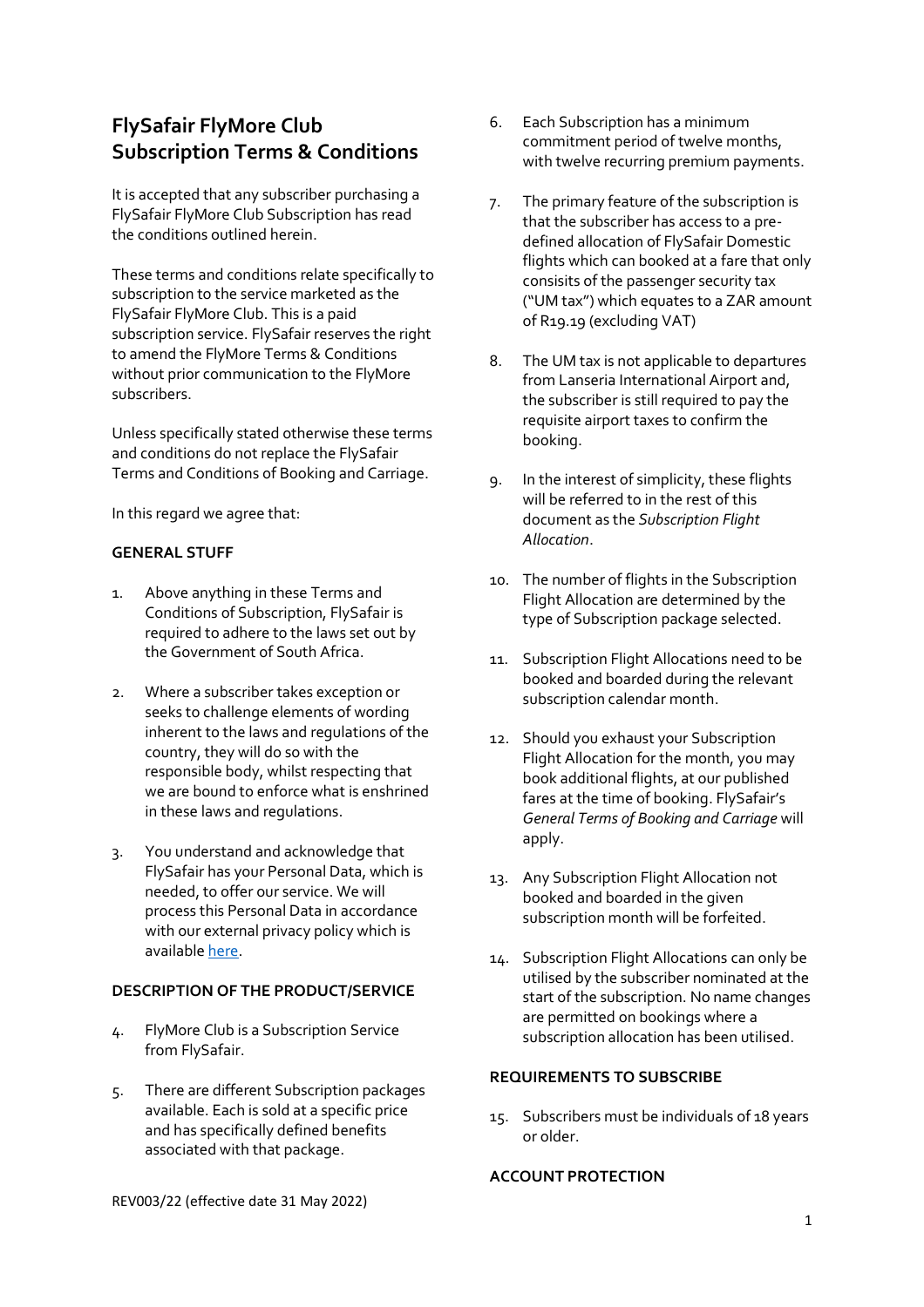# FlySafair FlyMore Club Subscription Terms & Conditions

It is accepted that any subscriber purchasing a FlySafair FlyMore Club Subscription has read the conditions outlined herein.

These terms and conditions relate specifically to subscription to the service marketed as the FlySafair FlyMore Club. This is a paid subscription service. FlySafair reserves the right to amend the FlyMore Terms & Conditions without prior communication to the FlyMore subscribers.

Unless specifically stated otherwise these terms and conditions do not replace the FlySafair Terms and Conditions of Booking and Carriage.

In this regard we agree that:

**GENERAL STUFF**

1. Above anything in these Terms and Conditions of Subscription, FlySafair is required to adhere to the laws set out by the Government of South Africa.
2. Where a subscriber takes exception or seeks to challenge elements of wording inherent to the laws and regulations of the country, they will do so with the responsible body, whilst respecting that we are bound to enforce what is enshrined in these laws and regulations.
3. You understand and acknowledge that FlySafair has your Personal Data, which is needed, to offer our service. We will process this Personal Data in accordance with our external privacy policy which is available here.

**DESCRIPTION OF THE PRODUCT/SERVICE**

4. FlyMore Club is a Subscription Service from FlySafair.
5. There are different Subscription packages available. Each is sold at a specific price and has specifically defined benefits associated with that package.
6. Each Subscription has a minimum commitment period of twelve months, with twelve recurring premium payments.
7. The primary feature of the subscription is that the subscriber has access to a pre-defined allocation of FlySafair Domestic flights which can booked at a fare that only consisits of the passenger security tax ("UM tax") which equates to a ZAR amount of R19.19 (excluding VAT)
8. The UM tax is not applicable to departures from Lanseria International Airport and, the subscriber is still required to pay the requisite airport taxes to confirm the booking.
9. In the interest of simplicity, these flights will be referred to in the rest of this document as the *Subscription Flight Allocation*.
10. The number of flights in the Subscription Flight Allocation are determined by the type of Subscription package selected.
11. Subscription Flight Allocations need to be booked and boarded during the relevant subscription calendar month.
12. Should you exhaust your Subscription Flight Allocation for the month, you may book additional flights, at our published fares at the time of booking. FlySafair's *General Terms of Booking and Carriage* will apply.
13. Any Subscription Flight Allocation not booked and boarded in the given subscription month will be forfeited.
14. Subscription Flight Allocations can only be utilised by the subscriber nominated at the start of the subscription. No name changes are permitted on bookings where a subscription allocation has been utilised.

**REQUIREMENTS TO SUBSCRIBE**

15. Subscribers must be individuals of 18 years or older.

**ACCOUNT PROTECTION**

REV003/22 (effective date 31 May 2022)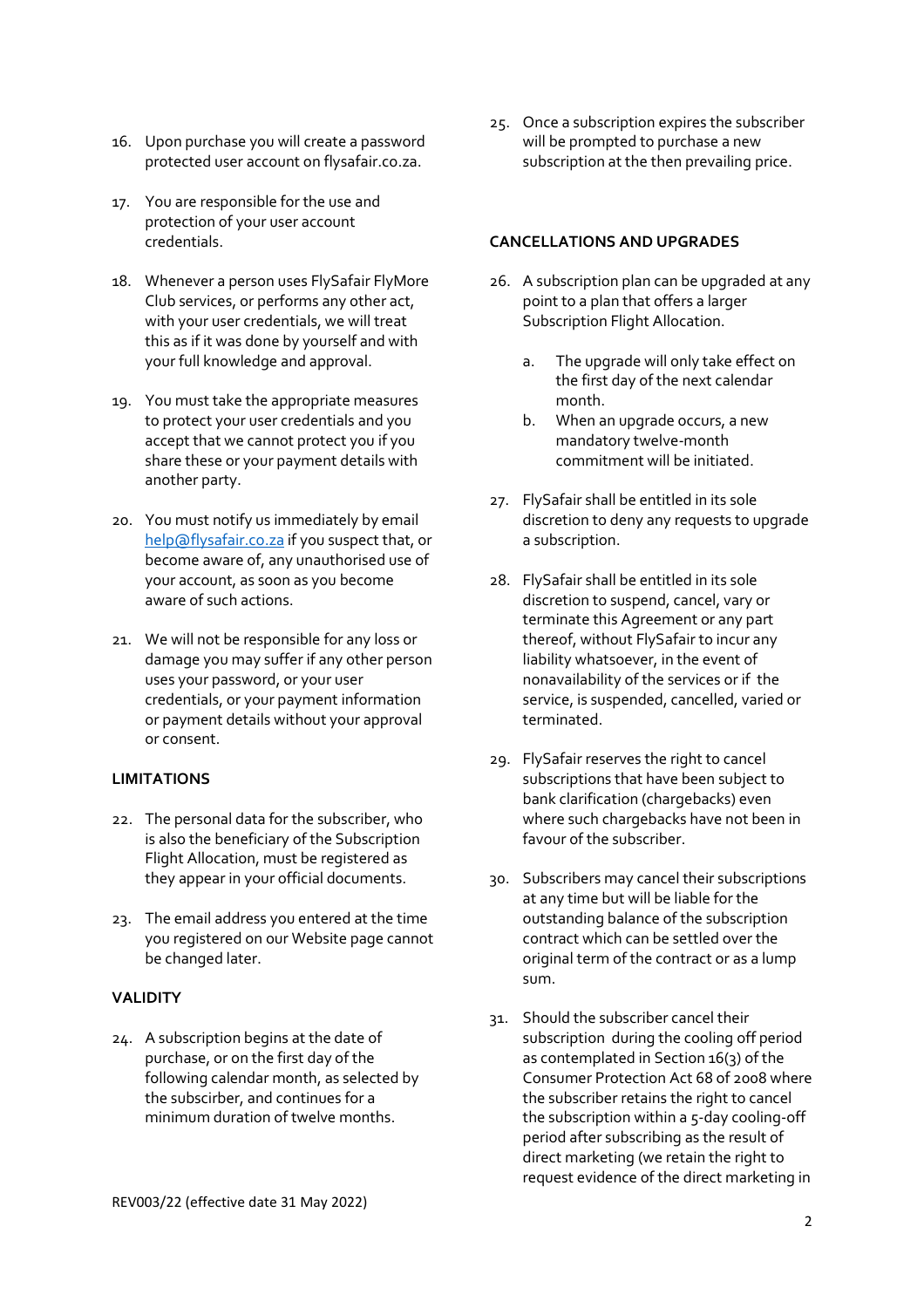16. Upon purchase you will create a password protected user account on flysafair.co.za.

17. You are responsible for the use and protection of your user account credentials.

18. Whenever a person uses FlySafair FlyMore Club services, or performs any other act, with your user credentials, we will treat this as if it was done by yourself and with your full knowledge and approval.

19. You must take the appropriate measures to protect your user credentials and you accept that we cannot protect you if you share these or your payment details with another party.

20. You must notify us immediately by email help@flysafair.co.za if you suspect that, or become aware of, any unauthorised use of your account, as soon as you become aware of such actions.

21. We will not be responsible for any loss or damage you may suffer if any other person uses your password, or your user credentials, or your payment information or payment details without your approval or consent.

**LIMITATIONS**

22. The personal data for the subscriber, who is also the beneficiary of the Subscription Flight Allocation, must be registered as they appear in your official documents.

23. The email address you entered at the time you registered on our Website page cannot be changed later.

**VALIDITY**

24. A subscription begins at the date of purchase, or on the first day of the following calendar month, as selected by the subscirber, and continues for a minimum duration of twelve months.

25. Once a subscription expires the subscriber will be prompted to purchase a new subscription at the then prevailing price.

**CANCELLATIONS AND UPGRADES**

26. A subscription plan can be upgraded at any point to a plan that offers a larger Subscription Flight Allocation.
    a. The upgrade will only take effect on the first day of the next calendar month.
    b. When an upgrade occurs, a new mandatory twelve-month commitment will be initiated.

27. FlySafair shall be entitled in its sole discretion to deny any requests to upgrade a subscription.

28. FlySafair shall be entitled in its sole discretion to suspend, cancel, vary or terminate this Agreement or any part thereof, without FlySafair to incur any liability whatsoever, in the event of nonavailability of the services or if the service, is suspended, cancelled, varied or terminated.

29. FlySafair reserves the right to cancel subscriptions that have been subject to bank clarification (chargebacks) even where such chargebacks have not been in favour of the subscriber.

30. Subscribers may cancel their subscriptions at any time but will be liable for the outstanding balance of the subscription contract which can be settled over the original term of the contract or as a lump sum.

31. Should the subscriber cancel their subscription during the cooling off period as contemplated in Section 16(3) of the Consumer Protection Act 68 of 2008 where the subscriber retains the right to cancel the subscription within a 5-day cooling-off period after subscribing as the result of direct marketing (we retain the right to request evidence of the direct marketing in

REV003/22 (effective date 31 May 2022)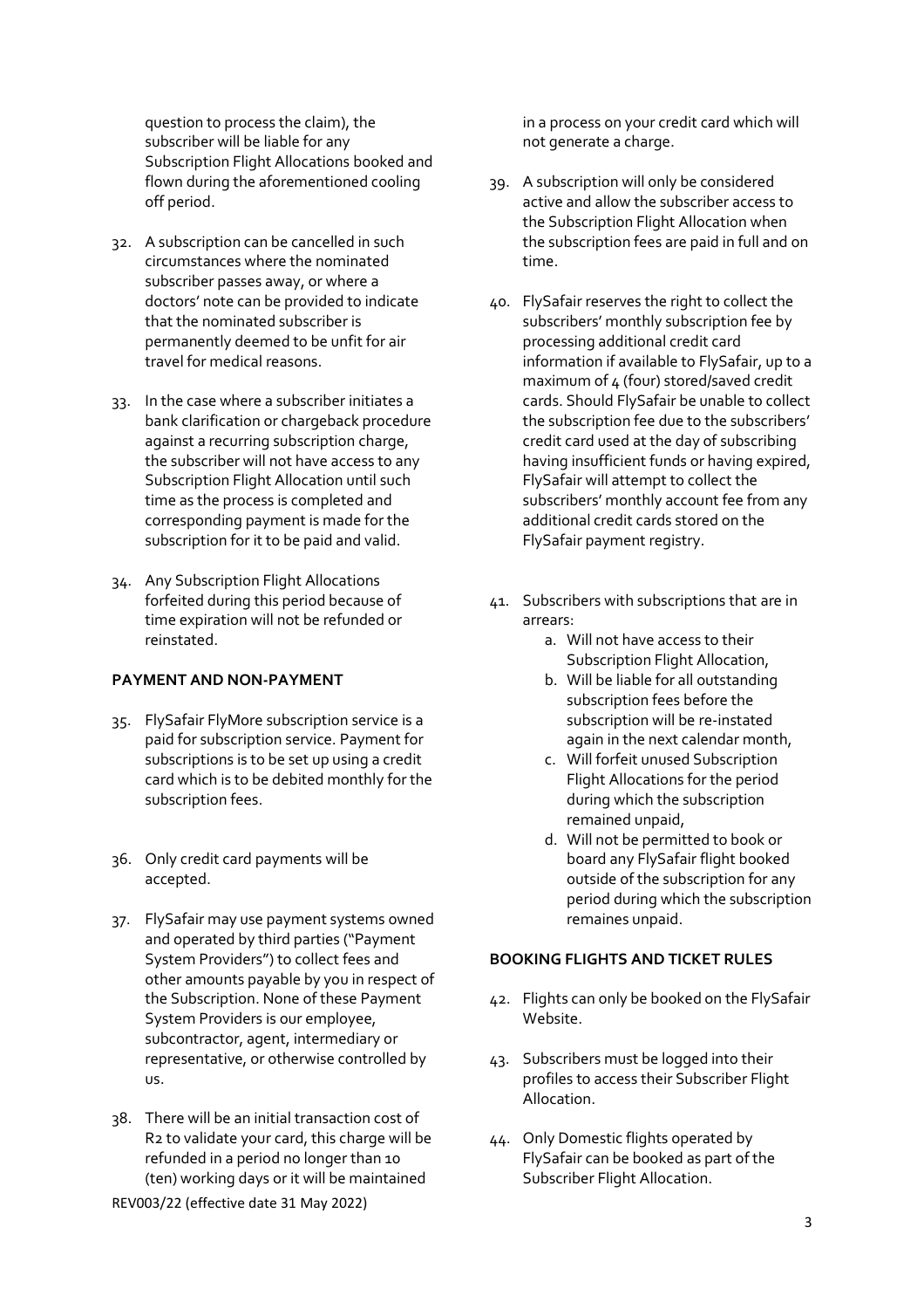question to process the claim), the subscriber will be liable for any Subscription Flight Allocations booked and flown during the aforementioned cooling off period.

32. A subscription can be cancelled in such circumstances where the nominated subscriber passes away, or where a doctors' note can be provided to indicate that the nominated subscriber is permanently deemed to be unfit for air travel for medical reasons.

33. In the case where a subscriber initiates a bank clarification or chargeback procedure against a recurring subscription charge, the subscriber will not have access to any Subscription Flight Allocation until such time as the process is completed and corresponding payment is made for the subscription for it to be paid and valid.

34. Any Subscription Flight Allocations forfeited during this period because of time expiration will not be refunded or reinstated.

**PAYMENT AND NON-PAYMENT**

35. FlySafair FlyMore subscription service is a paid for subscription service. Payment for subscriptions is to be set up using a credit card which is to be debited monthly for the subscription fees.

36. Only credit card payments will be accepted.

37. FlySafair may use payment systems owned and operated by third parties ("Payment System Providers") to collect fees and other amounts payable by you in respect of the Subscription. None of these Payment System Providers is our employee, subcontractor, agent, intermediary or representative, or otherwise controlled by us.

38. There will be an initial transaction cost of R2 to validate your card, this charge will be refunded in a period no longer than 10 (ten) working days or it will be maintained in a process on your credit card which will not generate a charge.

39. A subscription will only be considered active and allow the subscriber access to the Subscription Flight Allocation when the subscription fees are paid in full and on time.

40. FlySafair reserves the right to collect the subscribers' monthly subscription fee by processing additional credit card information if available to FlySafair, up to a maximum of 4 (four) stored/saved credit cards. Should FlySafair be unable to collect the subscription fee due to the subscribers' credit card used at the day of subscribing having insufficient funds or having expired, FlySafair will attempt to collect the subscribers' monthly account fee from any additional credit cards stored on the FlySafair payment registry.

41. Subscribers with subscriptions that are in arrears:
    a. Will not have access to their Subscription Flight Allocation,
    b. Will be liable for all outstanding subscription fees before the subscription will be re-instated again in the next calendar month,
    c. Will forfeit unused Subscription Flight Allocations for the period during which the subscription remained unpaid,
    d. Will not be permitted to book or board any FlySafair flight booked outside of the subscription for any period during which the subscription remaines unpaid.

**BOOKING FLIGHTS AND TICKET RULES**

42. Flights can only be booked on the FlySafair Website.

43. Subscribers must be logged into their profiles to access their Subscriber Flight Allocation.

44. Only Domestic flights operated by FlySafair can be booked as part of the Subscriber Flight Allocation.

REV003/22 (effective date 31 May 2022)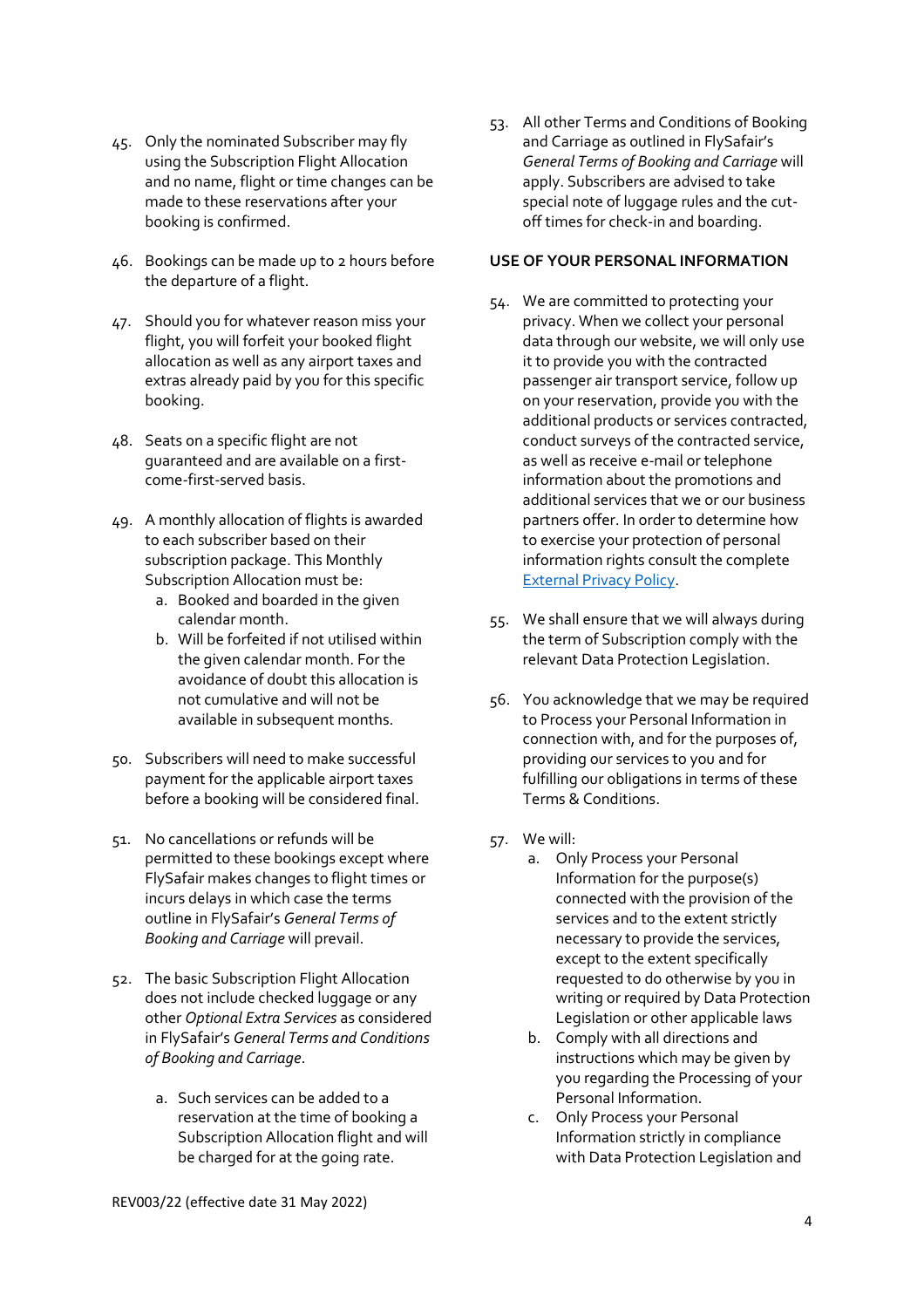45. Only the nominated Subscriber may fly using the Subscription Flight Allocation and no name, flight or time changes can be made to these reservations after your booking is confirmed.

46. Bookings can be made up to 2 hours before the departure of a flight.

47. Should you for whatever reason miss your flight, you will forfeit your booked flight allocation as well as any airport taxes and extras already paid by you for this specific booking.

48. Seats on a specific flight are not guaranteed and are available on a first-come-first-served basis.

49. A monthly allocation of flights is awarded to each subscriber based on their subscription package. This Monthly Subscription Allocation must be:
    a. Booked and boarded in the given calendar month.
    b. Will be forfeited if not utilised within the given calendar month. For the avoidance of doubt this allocation is not cumulative and will not be available in subsequent months.

50. Subscribers will need to make successful payment for the applicable airport taxes before a booking will be considered final.

51. No cancellations or refunds will be permitted to these bookings except where FlySafair makes changes to flight times or incurs delays in which case the terms outline in FlySafair's *General Terms of Booking and Carriage* will prevail.

52. The basic Subscription Flight Allocation does not include checked luggage or any other *Optional Extra Services* as considered in FlySafair's *General Terms and Conditions of Booking and Carriage*.

    a. Such services can be added to a reservation at the time of booking a Subscription Allocation flight and will be charged for at the going rate.

53. All other Terms and Conditions of Booking and Carriage as outlined in FlySafair's *General Terms of Booking and Carriage* will apply. Subscribers are advised to take special note of luggage rules and the cut-off times for check-in and boarding.

**USE OF YOUR PERSONAL INFORMATION**

54. We are committed to protecting your privacy. When we collect your personal data through our website, we will only use it to provide you with the contracted passenger air transport service, follow up on your reservation, provide you with the additional products or services contracted, conduct surveys of the contracted service, as well as receive e-mail or telephone information about the promotions and additional services that we or our business partners offer. In order to determine how to exercise your protection of personal information rights consult the complete [External Privacy Policy](External Privacy Policy).

55. We shall ensure that we will always during the term of Subscription comply with the relevant Data Protection Legislation.

56. You acknowledge that we may be required to Process your Personal Information in connection with, and for the purposes of, providing our services to you and for fulfilling our obligations in terms of these Terms & Conditions.

57. We will:
    a. Only Process your Personal Information for the purpose(s) connected with the provision of the services and to the extent strictly necessary to provide the services, except to the extent specifically requested to do otherwise by you in writing or required by Data Protection Legislation or other applicable laws
    b. Comply with all directions and instructions which may be given by you regarding the Processing of your Personal Information.
    c. Only Process your Personal Information strictly in compliance with Data Protection Legislation and

REV003/22 (effective date 31 May 2022)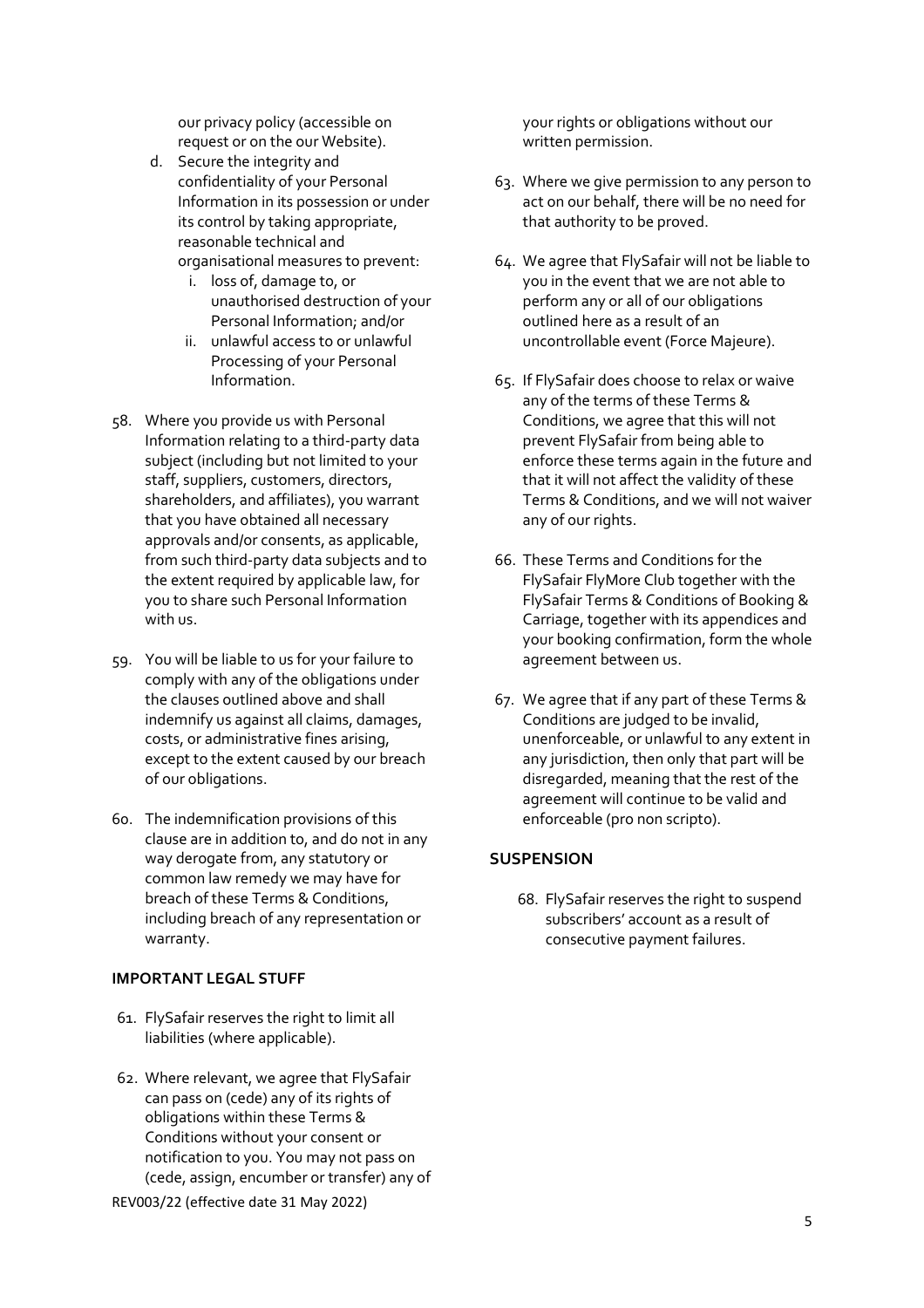our privacy policy (accessible on request or on the our Website).

d. Secure the integrity and confidentiality of your Personal Information in its possession or under its control by taking appropriate, reasonable technical and organisational measures to prevent:
   i. loss of, damage to, or unauthorised destruction of your Personal Information; and/or
   ii. unlawful access to or unlawful Processing of your Personal Information.

58. Where you provide us with Personal Information relating to a third-party data subject (including but not limited to your staff, suppliers, customers, directors, shareholders, and affiliates), you warrant that you have obtained all necessary approvals and/or consents, as applicable, from such third-party data subjects and to the extent required by applicable law, for you to share such Personal Information with us.

59. You will be liable to us for your failure to comply with any of the obligations under the clauses outlined above and shall indemnify us against all claims, damages, costs, or administrative fines arising, except to the extent caused by our breach of our obligations.

60. The indemnification provisions of this clause are in addition to, and do not in any way derogate from, any statutory or common law remedy we may have for breach of these Terms & Conditions, including breach of any representation or warranty.

**IMPORTANT LEGAL STUFF**

61. FlySafair reserves the right to limit all liabilities (where applicable).

62. Where relevant, we agree that FlySafair can pass on (cede) any of its rights of obligations within these Terms & Conditions without your consent or notification to you. You may not pass on (cede, assign, encumber or transfer) any of your rights or obligations without our written permission.

63. Where we give permission to any person to act on our behalf, there will be no need for that authority to be proved.

64. We agree that FlySafair will not be liable to you in the event that we are not able to perform any or all of our obligations outlined here as a result of an uncontrollable event (Force Majeure).

65. If FlySafair does choose to relax or waive any of the terms of these Terms & Conditions, we agree that this will not prevent FlySafair from being able to enforce these terms again in the future and that it will not affect the validity of these Terms & Conditions, and we will not waiver any of our rights.

66. These Terms and Conditions for the FlySafair FlyMore Club together with the FlySafair Terms & Conditions of Booking & Carriage, together with its appendices and your booking confirmation, form the whole agreement between us.

67. We agree that if any part of these Terms & Conditions are judged to be invalid, unenforceable, or unlawful to any extent in any jurisdiction, then only that part will be disregarded, meaning that the rest of the agreement will continue to be valid and enforceable (pro non scripto).

**SUSPENSION**

68. FlySafair reserves the right to suspend subscribers' account as a result of consecutive payment failures.

REV003/22 (effective date 31 May 2022)